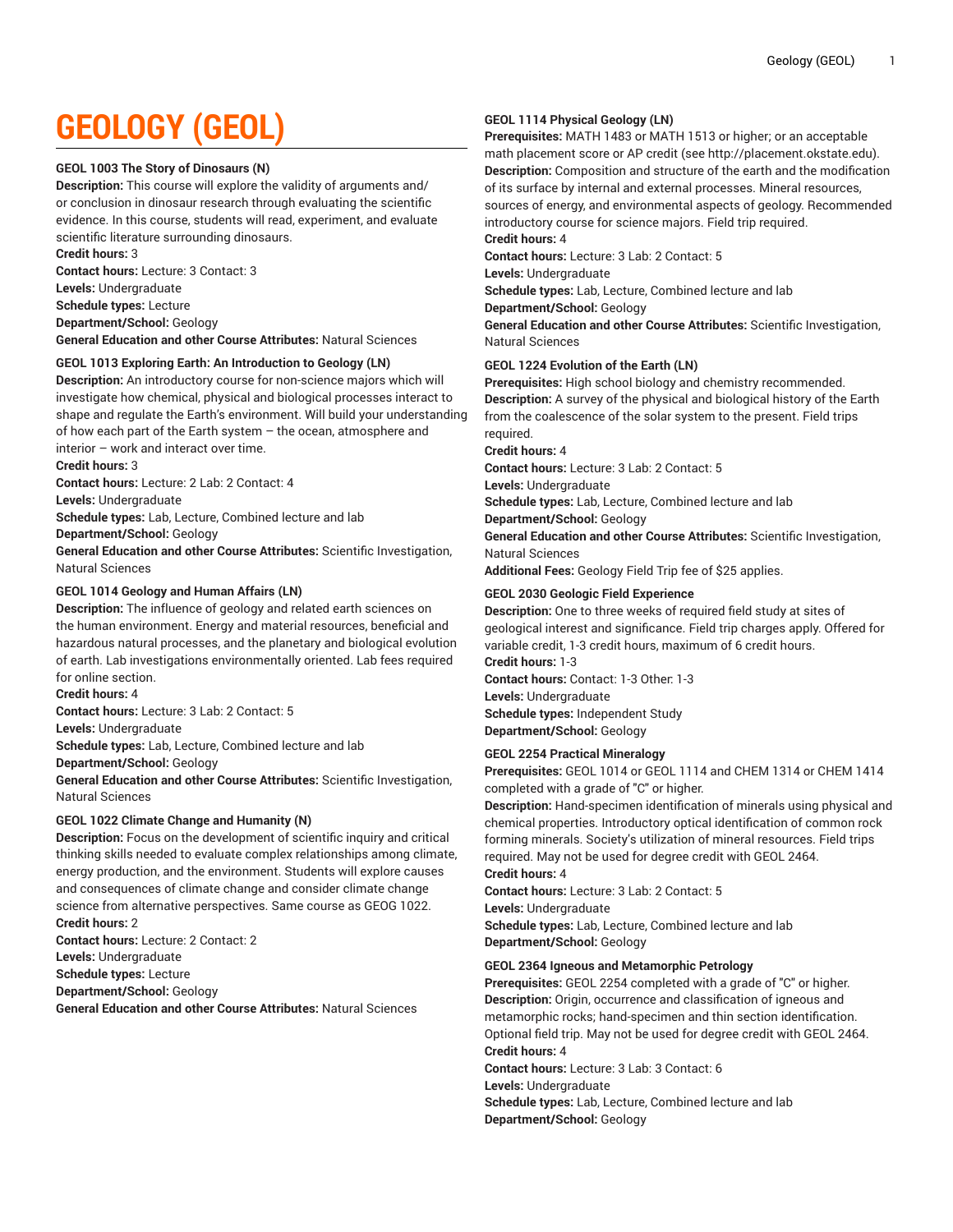# GEOLOGY (GEOL)

**GEOL 1003 The Story of Dinosaurs (N)**
**Description:** This course will explore the validity of arguments and/or conclusion in dinosaur research through evaluating the scientific evidence. In this course, students will read, experiment, and evaluate scientific literature surrounding dinosaurs.
**Credit hours:** 3
**Contact hours:** Lecture: 3 Contact: 3
**Levels:** Undergraduate
**Schedule types:** Lecture
**Department/School:** Geology
**General Education and other Course Attributes:** Natural Sciences

**GEOL 1013 Exploring Earth: An Introduction to Geology (LN)**
**Description:** An introductory course for non-science majors which will investigate how chemical, physical and biological processes interact to shape and regulate the Earth's environment. Will build your understanding of how each part of the Earth system – the ocean, atmosphere and interior – work and interact over time.
**Credit hours:** 3
**Contact hours:** Lecture: 2 Lab: 2 Contact: 4
**Levels:** Undergraduate
**Schedule types:** Lab, Lecture, Combined lecture and lab
**Department/School:** Geology
**General Education and other Course Attributes:** Scientific Investigation, Natural Sciences

**GEOL 1014 Geology and Human Affairs (LN)**
**Description:** The influence of geology and related earth sciences on the human environment. Energy and material resources, beneficial and hazardous natural processes, and the planetary and biological evolution of earth. Lab investigations environmentally oriented. Lab fees required for online section.
**Credit hours:** 4
**Contact hours:** Lecture: 3 Lab: 2 Contact: 5
**Levels:** Undergraduate
**Schedule types:** Lab, Lecture, Combined lecture and lab
**Department/School:** Geology
**General Education and other Course Attributes:** Scientific Investigation, Natural Sciences

**GEOL 1022 Climate Change and Humanity (N)**
**Description:** Focus on the development of scientific inquiry and critical thinking skills needed to evaluate complex relationships among climate, energy production, and the environment. Students will explore causes and consequences of climate change and consider climate change science from alternative perspectives. Same course as GEOG 1022.
**Credit hours:** 2
**Contact hours:** Lecture: 2 Contact: 2
**Levels:** Undergraduate
**Schedule types:** Lecture
**Department/School:** Geology
**General Education and other Course Attributes:** Natural Sciences

**GEOL 1114 Physical Geology (LN)**
**Prerequisites:** MATH 1483 or MATH 1513 or higher; or an acceptable math placement score or AP credit (see http://placement.okstate.edu).
**Description:** Composition and structure of the earth and the modification of its surface by internal and external processes. Mineral resources, sources of energy, and environmental aspects of geology. Recommended introductory course for science majors. Field trip required.
**Credit hours:** 4
**Contact hours:** Lecture: 3 Lab: 2 Contact: 5
**Levels:** Undergraduate
**Schedule types:** Lab, Lecture, Combined lecture and lab
**Department/School:** Geology
**General Education and other Course Attributes:** Scientific Investigation, Natural Sciences

**GEOL 1224 Evolution of the Earth (LN)**
**Prerequisites:** High school biology and chemistry recommended.
**Description:** A survey of the physical and biological history of the Earth from the coalescence of the solar system to the present. Field trips required.
**Credit hours:** 4
**Contact hours:** Lecture: 3 Lab: 2 Contact: 5
**Levels:** Undergraduate
**Schedule types:** Lab, Lecture, Combined lecture and lab
**Department/School:** Geology
**General Education and other Course Attributes:** Scientific Investigation, Natural Sciences
**Additional Fees:** Geology Field Trip fee of $25 applies.

**GEOL 2030 Geologic Field Experience**
**Description:** One to three weeks of required field study at sites of geological interest and significance. Field trip charges apply. Offered for variable credit, 1-3 credit hours, maximum of 6 credit hours.
**Credit hours:** 1-3
**Contact hours:** Contact: 1-3 Other: 1-3
**Levels:** Undergraduate
**Schedule types:** Independent Study
**Department/School:** Geology

**GEOL 2254 Practical Mineralogy**
**Prerequisites:** GEOL 1014 or GEOL 1114 and CHEM 1314 or CHEM 1414 completed with a grade of "C" or higher.
**Description:** Hand-specimen identification of minerals using physical and chemical properties. Introductory optical identification of common rock forming minerals. Society's utilization of mineral resources. Field trips required. May not be used for degree credit with GEOL 2464.
**Credit hours:** 4
**Contact hours:** Lecture: 3 Lab: 2 Contact: 5
**Levels:** Undergraduate
**Schedule types:** Lab, Lecture, Combined lecture and lab
**Department/School:** Geology

**GEOL 2364 Igneous and Metamorphic Petrology**
**Prerequisites:** GEOL 2254 completed with a grade of "C" or higher.
**Description:** Origin, occurrence and classification of igneous and metamorphic rocks; hand-specimen and thin section identification. Optional field trip. May not be used for degree credit with GEOL 2464.
**Credit hours:** 4
**Contact hours:** Lecture: 3 Lab: 3 Contact: 6
**Levels:** Undergraduate
**Schedule types:** Lab, Lecture, Combined lecture and lab
**Department/School:** Geology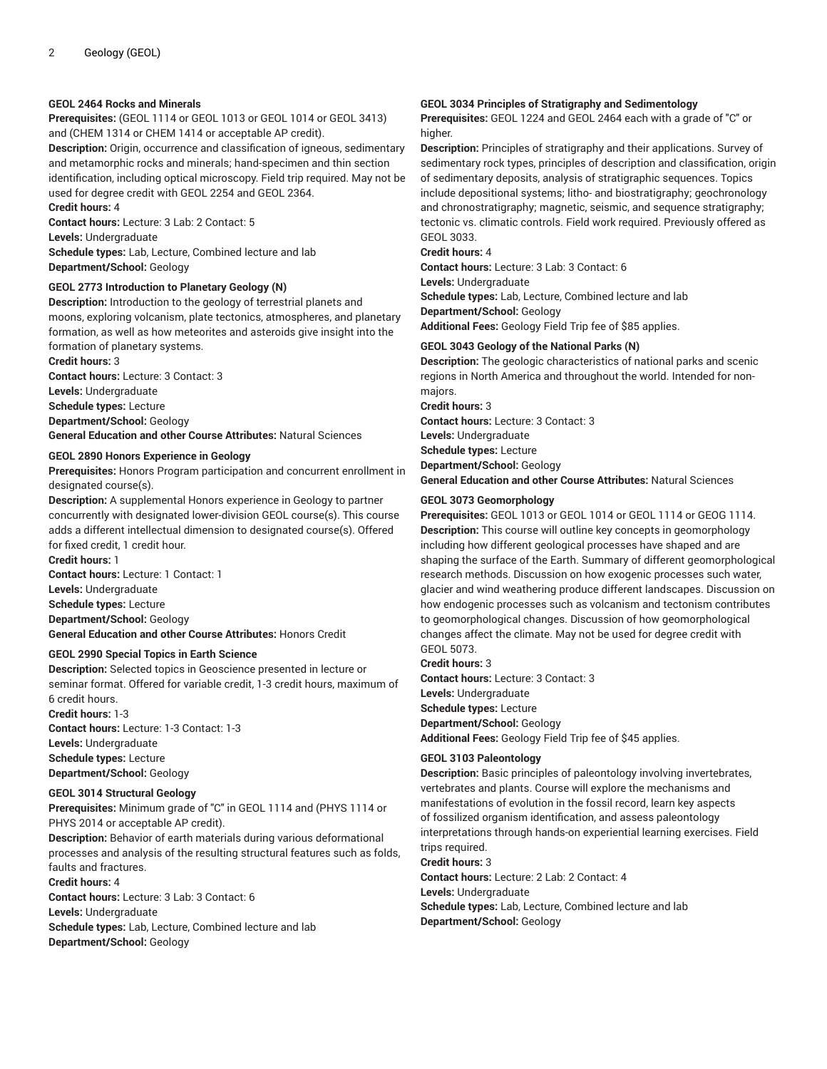### GEOL 2464 Rocks and Minerals

**Prerequisites:** (GEOL 1114 or GEOL 1013 or GEOL 1014 or GEOL 3413) and (CHEM 1314 or CHEM 1414 or acceptable AP credit).
**Description:** Origin, occurrence and classification of igneous, sedimentary and metamorphic rocks and minerals; hand-specimen and thin section identification, including optical microscopy. Field trip required. May not be used for degree credit with GEOL 2254 and GEOL 2364.
**Credit hours:** 4
**Contact hours:** Lecture: 3 Lab: 2 Contact: 5
**Levels:** Undergraduate
**Schedule types:** Lab, Lecture, Combined lecture and lab
**Department/School:** Geology

### GEOL 2773 Introduction to Planetary Geology (N)

**Description:** Introduction to the geology of terrestrial planets and moons, exploring volcanism, plate tectonics, atmospheres, and planetary formation, as well as how meteorites and asteroids give insight into the formation of planetary systems.
**Credit hours:** 3
**Contact hours:** Lecture: 3 Contact: 3
**Levels:** Undergraduate
**Schedule types:** Lecture
**Department/School:** Geology
**General Education and other Course Attributes:** Natural Sciences

### GEOL 2890 Honors Experience in Geology

**Prerequisites:** Honors Program participation and concurrent enrollment in designated course(s).
**Description:** A supplemental Honors experience in Geology to partner concurrently with designated lower-division GEOL course(s). This course adds a different intellectual dimension to designated course(s). Offered for fixed credit, 1 credit hour.
**Credit hours:** 1
**Contact hours:** Lecture: 1 Contact: 1
**Levels:** Undergraduate
**Schedule types:** Lecture
**Department/School:** Geology
**General Education and other Course Attributes:** Honors Credit

### GEOL 2990 Special Topics in Earth Science

**Description:** Selected topics in Geoscience presented in lecture or seminar format. Offered for variable credit, 1-3 credit hours, maximum of 6 credit hours.
**Credit hours:** 1-3
**Contact hours:** Lecture: 1-3 Contact: 1-3
**Levels:** Undergraduate
**Schedule types:** Lecture
**Department/School:** Geology

### GEOL 3014 Structural Geology

**Prerequisites:** Minimum grade of "C" in GEOL 1114 and (PHYS 1114 or PHYS 2014 or acceptable AP credit).
**Description:** Behavior of earth materials during various deformational processes and analysis of the resulting structural features such as folds, faults and fractures.
**Credit hours:** 4
**Contact hours:** Lecture: 3 Lab: 3 Contact: 6
**Levels:** Undergraduate
**Schedule types:** Lab, Lecture, Combined lecture and lab
**Department/School:** Geology

### GEOL 3034 Principles of Stratigraphy and Sedimentology

**Prerequisites:** GEOL 1224 and GEOL 2464 each with a grade of "C" or higher.
**Description:** Principles of stratigraphy and their applications. Survey of sedimentary rock types, principles of description and classification, origin of sedimentary deposits, analysis of stratigraphic sequences. Topics include depositional systems; litho- and biostratigraphy; geochronology and chronostratigraphy; magnetic, seismic, and sequence stratigraphy; tectonic vs. climatic controls. Field work required. Previously offered as GEOL 3033.
**Credit hours:** 4
**Contact hours:** Lecture: 3 Lab: 3 Contact: 6
**Levels:** Undergraduate
**Schedule types:** Lab, Lecture, Combined lecture and lab
**Department/School:** Geology
**Additional Fees:** Geology Field Trip fee of $85 applies.

### GEOL 3043 Geology of the National Parks (N)

**Description:** The geologic characteristics of national parks and scenic regions in North America and throughout the world. Intended for non-majors.
**Credit hours:** 3
**Contact hours:** Lecture: 3 Contact: 3
**Levels:** Undergraduate
**Schedule types:** Lecture
**Department/School:** Geology
**General Education and other Course Attributes:** Natural Sciences

### GEOL 3073 Geomorphology

**Prerequisites:** GEOL 1013 or GEOL 1014 or GEOL 1114 or GEOG 1114.
**Description:** This course will outline key concepts in geomorphology including how different geological processes have shaped and are shaping the surface of the Earth. Summary of different geomorphological research methods. Discussion on how exogenic processes such water, glacier and wind weathering produce different landscapes. Discussion on how endogenic processes such as volcanism and tectonism contributes to geomorphological changes. Discussion of how geomorphological changes affect the climate. May not be used for degree credit with GEOL 5073.
**Credit hours:** 3
**Contact hours:** Lecture: 3 Contact: 3
**Levels:** Undergraduate
**Schedule types:** Lecture
**Department/School:** Geology
**Additional Fees:** Geology Field Trip fee of $45 applies.

### GEOL 3103 Paleontology

**Description:** Basic principles of paleontology involving invertebrates, vertebrates and plants. Course will explore the mechanisms and manifestations of evolution in the fossil record, learn key aspects of fossilized organism identification, and assess paleontology interpretations through hands-on experiential learning exercises. Field trips required.
**Credit hours:** 3
**Contact hours:** Lecture: 2 Lab: 2 Contact: 4
**Levels:** Undergraduate
**Schedule types:** Lab, Lecture, Combined lecture and lab
**Department/School:** Geology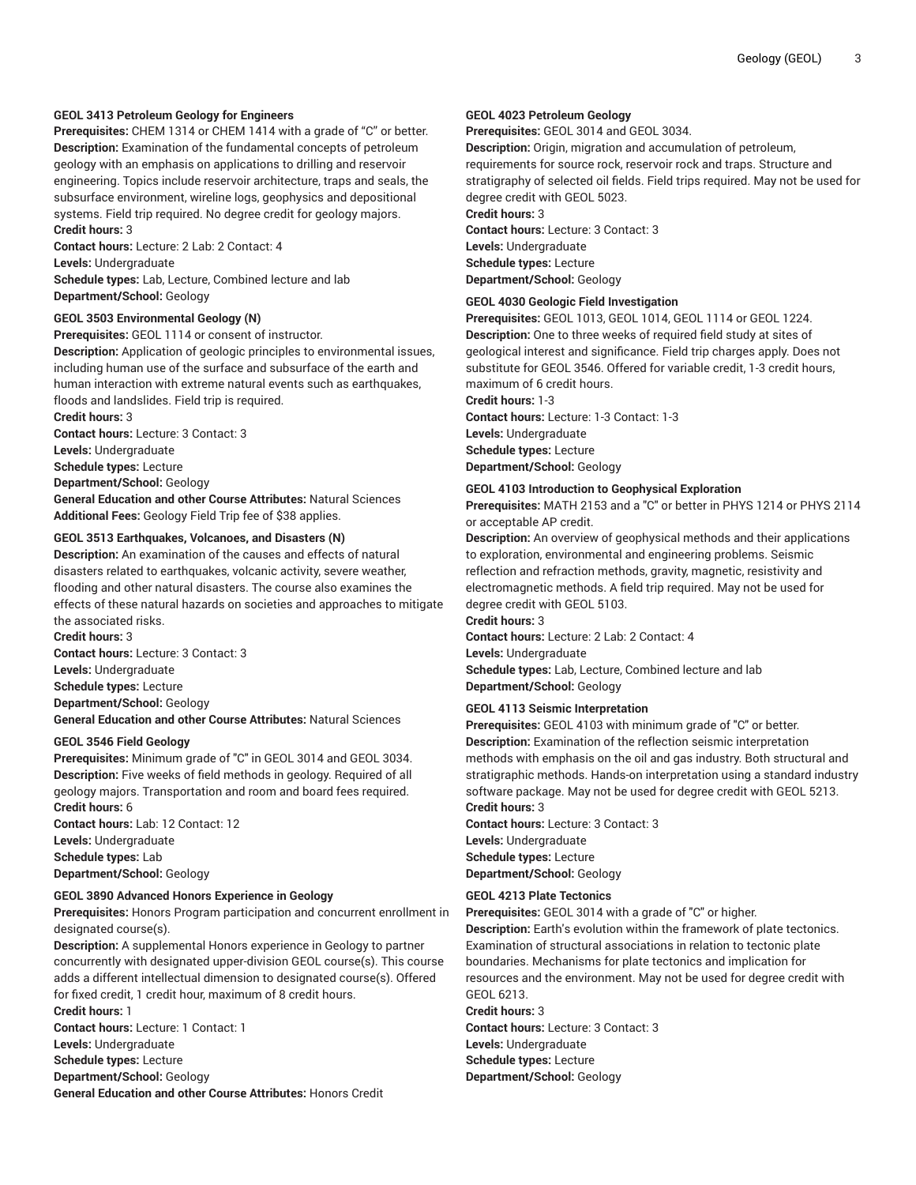**GEOL 3413 Petroleum Geology for Engineers**
**Prerequisites:** CHEM 1314 or CHEM 1414 with a grade of "C" or better.
**Description:** Examination of the fundamental concepts of petroleum geology with an emphasis on applications to drilling and reservoir engineering. Topics include reservoir architecture, traps and seals, the subsurface environment, wireline logs, geophysics and depositional systems. Field trip required. No degree credit for geology majors.
**Credit hours:** 3
**Contact hours:** Lecture: 2 Lab: 2 Contact: 4
**Levels:** Undergraduate
**Schedule types:** Lab, Lecture, Combined lecture and lab
**Department/School:** Geology

**GEOL 3503 Environmental Geology (N)**
**Prerequisites:** GEOL 1114 or consent of instructor.
**Description:** Application of geologic principles to environmental issues, including human use of the surface and subsurface of the earth and human interaction with extreme natural events such as earthquakes, floods and landslides. Field trip is required.
**Credit hours:** 3
**Contact hours:** Lecture: 3 Contact: 3
**Levels:** Undergraduate
**Schedule types:** Lecture
**Department/School:** Geology
**General Education and other Course Attributes:** Natural Sciences
**Additional Fees:** Geology Field Trip fee of $38 applies.

**GEOL 3513 Earthquakes, Volcanoes, and Disasters (N)**
**Description:** An examination of the causes and effects of natural disasters related to earthquakes, volcanic activity, severe weather, flooding and other natural disasters. The course also examines the effects of these natural hazards on societies and approaches to mitigate the associated risks.
**Credit hours:** 3
**Contact hours:** Lecture: 3 Contact: 3
**Levels:** Undergraduate
**Schedule types:** Lecture
**Department/School:** Geology
**General Education and other Course Attributes:** Natural Sciences

**GEOL 3546 Field Geology**
**Prerequisites:** Minimum grade of "C" in GEOL 3014 and GEOL 3034.
**Description:** Five weeks of field methods in geology. Required of all geology majors. Transportation and room and board fees required.
**Credit hours:** 6
**Contact hours:** Lab: 12 Contact: 12
**Levels:** Undergraduate
**Schedule types:** Lab
**Department/School:** Geology

**GEOL 3890 Advanced Honors Experience in Geology**
**Prerequisites:** Honors Program participation and concurrent enrollment in designated course(s).
**Description:** A supplemental Honors experience in Geology to partner concurrently with designated upper-division GEOL course(s). This course adds a different intellectual dimension to designated course(s). Offered for fixed credit, 1 credit hour, maximum of 8 credit hours.
**Credit hours:** 1
**Contact hours:** Lecture: 1 Contact: 1
**Levels:** Undergraduate
**Schedule types:** Lecture
**Department/School:** Geology
**General Education and other Course Attributes:** Honors Credit

**GEOL 4023 Petroleum Geology**
**Prerequisites:** GEOL 3014 and GEOL 3034.
**Description:** Origin, migration and accumulation of petroleum, requirements for source rock, reservoir rock and traps. Structure and stratigraphy of selected oil fields. Field trips required. May not be used for degree credit with GEOL 5023.
**Credit hours:** 3
**Contact hours:** Lecture: 3 Contact: 3
**Levels:** Undergraduate
**Schedule types:** Lecture
**Department/School:** Geology

**GEOL 4030 Geologic Field Investigation**
**Prerequisites:** GEOL 1013, GEOL 1014, GEOL 1114 or GEOL 1224.
**Description:** One to three weeks of required field study at sites of geological interest and significance. Field trip charges apply. Does not substitute for GEOL 3546. Offered for variable credit, 1-3 credit hours, maximum of 6 credit hours.
**Credit hours:** 1-3
**Contact hours:** Lecture: 1-3 Contact: 1-3
**Levels:** Undergraduate
**Schedule types:** Lecture
**Department/School:** Geology

**GEOL 4103 Introduction to Geophysical Exploration**
**Prerequisites:** MATH 2153 and a "C" or better in PHYS 1214 or PHYS 2114 or acceptable AP credit.
**Description:** An overview of geophysical methods and their applications to exploration, environmental and engineering problems. Seismic reflection and refraction methods, gravity, magnetic, resistivity and electromagnetic methods. A field trip required. May not be used for degree credit with GEOL 5103.
**Credit hours:** 3
**Contact hours:** Lecture: 2 Lab: 2 Contact: 4
**Levels:** Undergraduate
**Schedule types:** Lab, Lecture, Combined lecture and lab
**Department/School:** Geology

**GEOL 4113 Seismic Interpretation**
**Prerequisites:** GEOL 4103 with minimum grade of "C" or better.
**Description:** Examination of the reflection seismic interpretation methods with emphasis on the oil and gas industry. Both structural and stratigraphic methods. Hands-on interpretation using a standard industry software package. May not be used for degree credit with GEOL 5213.
**Credit hours:** 3
**Contact hours:** Lecture: 3 Contact: 3
**Levels:** Undergraduate
**Schedule types:** Lecture
**Department/School:** Geology

**GEOL 4213 Plate Tectonics**
**Prerequisites:** GEOL 3014 with a grade of "C" or higher.
**Description:** Earth's evolution within the framework of plate tectonics. Examination of structural associations in relation to tectonic plate boundaries. Mechanisms for plate tectonics and implication for resources and the environment. May not be used for degree credit with GEOL 6213.
**Credit hours:** 3
**Contact hours:** Lecture: 3 Contact: 3
**Levels:** Undergraduate
**Schedule types:** Lecture
**Department/School:** Geology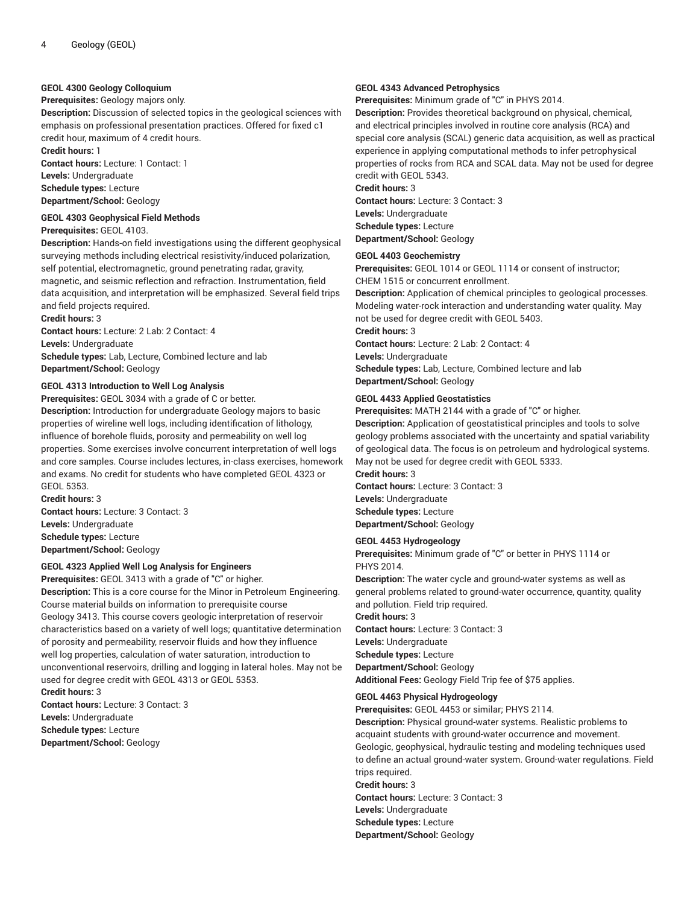**GEOL 4300 Geology Colloquium**
**Prerequisites:** Geology majors only.
**Description:** Discussion of selected topics in the geological sciences with emphasis on professional presentation practices. Offered for fixed c1 credit hour, maximum of 4 credit hours.
**Credit hours:** 1
**Contact hours:** Lecture: 1 Contact: 1
**Levels:** Undergraduate
**Schedule types:** Lecture
**Department/School:** Geology

**GEOL 4303 Geophysical Field Methods**
**Prerequisites:** GEOL 4103.
**Description:** Hands-on field investigations using the different geophysical surveying methods including electrical resistivity/induced polarization, self potential, electromagnetic, ground penetrating radar, gravity, magnetic, and seismic reflection and refraction. Instrumentation, field data acquisition, and interpretation will be emphasized. Several field trips and field projects required.
**Credit hours:** 3
**Contact hours:** Lecture: 2 Lab: 2 Contact: 4
**Levels:** Undergraduate
**Schedule types:** Lab, Lecture, Combined lecture and lab
**Department/School:** Geology

**GEOL 4313 Introduction to Well Log Analysis**
**Prerequisites:** GEOL 3034 with a grade of C or better.
**Description:** Introduction for undergraduate Geology majors to basic properties of wireline well logs, including identification of lithology, influence of borehole fluids, porosity and permeability on well log properties. Some exercises involve concurrent interpretation of well logs and core samples. Course includes lectures, in-class exercises, homework and exams. No credit for students who have completed GEOL 4323 or GEOL 5353.
**Credit hours:** 3
**Contact hours:** Lecture: 3 Contact: 3
**Levels:** Undergraduate
**Schedule types:** Lecture
**Department/School:** Geology

**GEOL 4323 Applied Well Log Analysis for Engineers**
**Prerequisites:** GEOL 3413 with a grade of "C" or higher.
**Description:** This is a core course for the Minor in Petroleum Engineering. Course material builds on information to prerequisite course Geology 3413. This course covers geologic interpretation of reservoir characteristics based on a variety of well logs; quantitative determination of porosity and permeability, reservoir fluids and how they influence well log properties, calculation of water saturation, introduction to unconventional reservoirs, drilling and logging in lateral holes. May not be used for degree credit with GEOL 4313 or GEOL 5353.
**Credit hours:** 3
**Contact hours:** Lecture: 3 Contact: 3
**Levels:** Undergraduate
**Schedule types:** Lecture
**Department/School:** Geology

**GEOL 4343 Advanced Petrophysics**
**Prerequisites:** Minimum grade of "C" in PHYS 2014.
**Description:** Provides theoretical background on physical, chemical, and electrical principles involved in routine core analysis (RCA) and special core analysis (SCAL) generic data acquisition, as well as practical experience in applying computational methods to infer petrophysical properties of rocks from RCA and SCAL data. May not be used for degree credit with GEOL 5343.
**Credit hours:** 3
**Contact hours:** Lecture: 3 Contact: 3
**Levels:** Undergraduate
**Schedule types:** Lecture
**Department/School:** Geology

**GEOL 4403 Geochemistry**
**Prerequisites:** GEOL 1014 or GEOL 1114 or consent of instructor; CHEM 1515 or concurrent enrollment.
**Description:** Application of chemical principles to geological processes. Modeling water-rock interaction and understanding water quality. May not be used for degree credit with GEOL 5403.
**Credit hours:** 3
**Contact hours:** Lecture: 2 Lab: 2 Contact: 4
**Levels:** Undergraduate
**Schedule types:** Lab, Lecture, Combined lecture and lab
**Department/School:** Geology

**GEOL 4433 Applied Geostatistics**
**Prerequisites:** MATH 2144 with a grade of "C" or higher.
**Description:** Application of geostatistical principles and tools to solve geology problems associated with the uncertainty and spatial variability of geological data. The focus is on petroleum and hydrological systems. May not be used for degree credit with GEOL 5333.
**Credit hours:** 3
**Contact hours:** Lecture: 3 Contact: 3
**Levels:** Undergraduate
**Schedule types:** Lecture
**Department/School:** Geology

**GEOL 4453 Hydrogeology**
**Prerequisites:** Minimum grade of "C" or better in PHYS 1114 or PHYS 2014.
**Description:** The water cycle and ground-water systems as well as general problems related to ground-water occurrence, quantity, quality and pollution. Field trip required.
**Credit hours:** 3
**Contact hours:** Lecture: 3 Contact: 3
**Levels:** Undergraduate
**Schedule types:** Lecture
**Department/School:** Geology
**Additional Fees:** Geology Field Trip fee of $75 applies.

**GEOL 4463 Physical Hydrogeology**
**Prerequisites:** GEOL 4453 or similar; PHYS 2114.
**Description:** Physical ground-water systems. Realistic problems to acquaint students with ground-water occurrence and movement. Geologic, geophysical, hydraulic testing and modeling techniques used to define an actual ground-water system. Ground-water regulations. Field trips required.
**Credit hours:** 3
**Contact hours:** Lecture: 3 Contact: 3
**Levels:** Undergraduate
**Schedule types:** Lecture
**Department/School:** Geology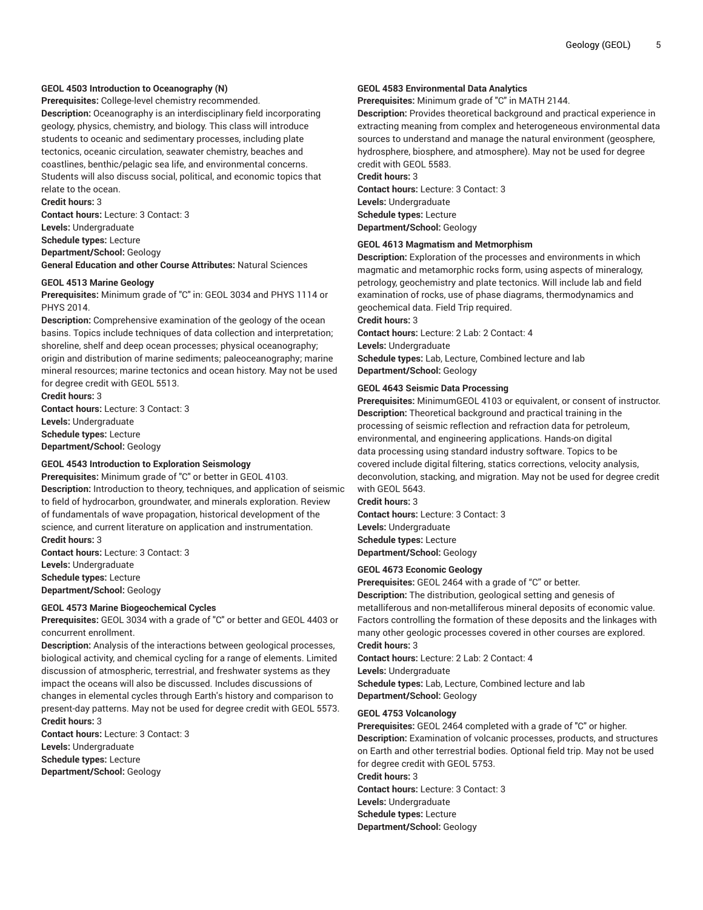#### GEOL 4503 Introduction to Oceanography (N)

**Prerequisites:** College-level chemistry recommended.
**Description:** Oceanography is an interdisciplinary field incorporating geology, physics, chemistry, and biology. This class will introduce students to oceanic and sedimentary processes, including plate tectonics, oceanic circulation, seawater chemistry, beaches and coastlines, benthic/pelagic sea life, and environmental concerns. Students will also discuss social, political, and economic topics that relate to the ocean.
**Credit hours:** 3
**Contact hours:** Lecture: 3 Contact: 3
**Levels:** Undergraduate
**Schedule types:** Lecture
**Department/School:** Geology
**General Education and other Course Attributes:** Natural Sciences

#### GEOL 4513 Marine Geology

**Prerequisites:** Minimum grade of "C" in: GEOL 3034 and PHYS 1114 or PHYS 2014.
**Description:** Comprehensive examination of the geology of the ocean basins. Topics include techniques of data collection and interpretation; shoreline, shelf and deep ocean processes; physical oceanography; origin and distribution of marine sediments; paleoceanography; marine mineral resources; marine tectonics and ocean history. May not be used for degree credit with GEOL 5513.
**Credit hours:** 3
**Contact hours:** Lecture: 3 Contact: 3
**Levels:** Undergraduate
**Schedule types:** Lecture
**Department/School:** Geology

#### GEOL 4543 Introduction to Exploration Seismology

**Prerequisites:** Minimum grade of "C" or better in GEOL 4103.
**Description:** Introduction to theory, techniques, and application of seismic to field of hydrocarbon, groundwater, and minerals exploration. Review of fundamentals of wave propagation, historical development of the science, and current literature on application and instrumentation.
**Credit hours:** 3
**Contact hours:** Lecture: 3 Contact: 3
**Levels:** Undergraduate
**Schedule types:** Lecture
**Department/School:** Geology

#### GEOL 4573 Marine Biogeochemical Cycles

**Prerequisites:** GEOL 3034 with a grade of "C" or better and GEOL 4403 or concurrent enrollment.
**Description:** Analysis of the interactions between geological processes, biological activity, and chemical cycling for a range of elements. Limited discussion of atmospheric, terrestrial, and freshwater systems as they impact the oceans will also be discussed. Includes discussions of changes in elemental cycles through Earth's history and comparison to present-day patterns. May not be used for degree credit with GEOL 5573.
**Credit hours:** 3
**Contact hours:** Lecture: 3 Contact: 3
**Levels:** Undergraduate
**Schedule types:** Lecture
**Department/School:** Geology

#### GEOL 4583 Environmental Data Analytics

**Prerequisites:** Minimum grade of "C" in MATH 2144.
**Description:** Provides theoretical background and practical experience in extracting meaning from complex and heterogeneous environmental data sources to understand and manage the natural environment (geosphere, hydrosphere, biosphere, and atmosphere). May not be used for degree credit with GEOL 5583.
**Credit hours:** 3
**Contact hours:** Lecture: 3 Contact: 3
**Levels:** Undergraduate
**Schedule types:** Lecture
**Department/School:** Geology

#### GEOL 4613 Magmatism and Metmorphism

**Description:** Exploration of the processes and environments in which magmatic and metamorphic rocks form, using aspects of mineralogy, petrology, geochemistry and plate tectonics. Will include lab and field examination of rocks, use of phase diagrams, thermodynamics and geochemical data. Field Trip required.
**Credit hours:** 3
**Contact hours:** Lecture: 2 Lab: 2 Contact: 4
**Levels:** Undergraduate
**Schedule types:** Lab, Lecture, Combined lecture and lab
**Department/School:** Geology

#### GEOL 4643 Seismic Data Processing

**Prerequisites:** MinimumGEOL 4103 or equivalent, or consent of instructor.
**Description:** Theoretical background and practical training in the processing of seismic reflection and refraction data for petroleum, environmental, and engineering applications. Hands-on digital data processing using standard industry software. Topics to be covered include digital filtering, statics corrections, velocity analysis, deconvolution, stacking, and migration. May not be used for degree credit with GEOL 5643.
**Credit hours:** 3
**Contact hours:** Lecture: 3 Contact: 3
**Levels:** Undergraduate
**Schedule types:** Lecture
**Department/School:** Geology

#### GEOL 4673 Economic Geology

**Prerequisites:** GEOL 2464 with a grade of "C" or better.
**Description:** The distribution, geological setting and genesis of metalliferous and non-metalliferous mineral deposits of economic value. Factors controlling the formation of these deposits and the linkages with many other geologic processes covered in other courses are explored.
**Credit hours:** 3
**Contact hours:** Lecture: 2 Lab: 2 Contact: 4
**Levels:** Undergraduate
**Schedule types:** Lab, Lecture, Combined lecture and lab
**Department/School:** Geology

#### GEOL 4753 Volcanology

**Prerequisites:** GEOL 2464 completed with a grade of "C" or higher.
**Description:** Examination of volcanic processes, products, and structures on Earth and other terrestrial bodies. Optional field trip. May not be used for degree credit with GEOL 5753.
**Credit hours:** 3
**Contact hours:** Lecture: 3 Contact: 3
**Levels:** Undergraduate
**Schedule types:** Lecture
**Department/School:** Geology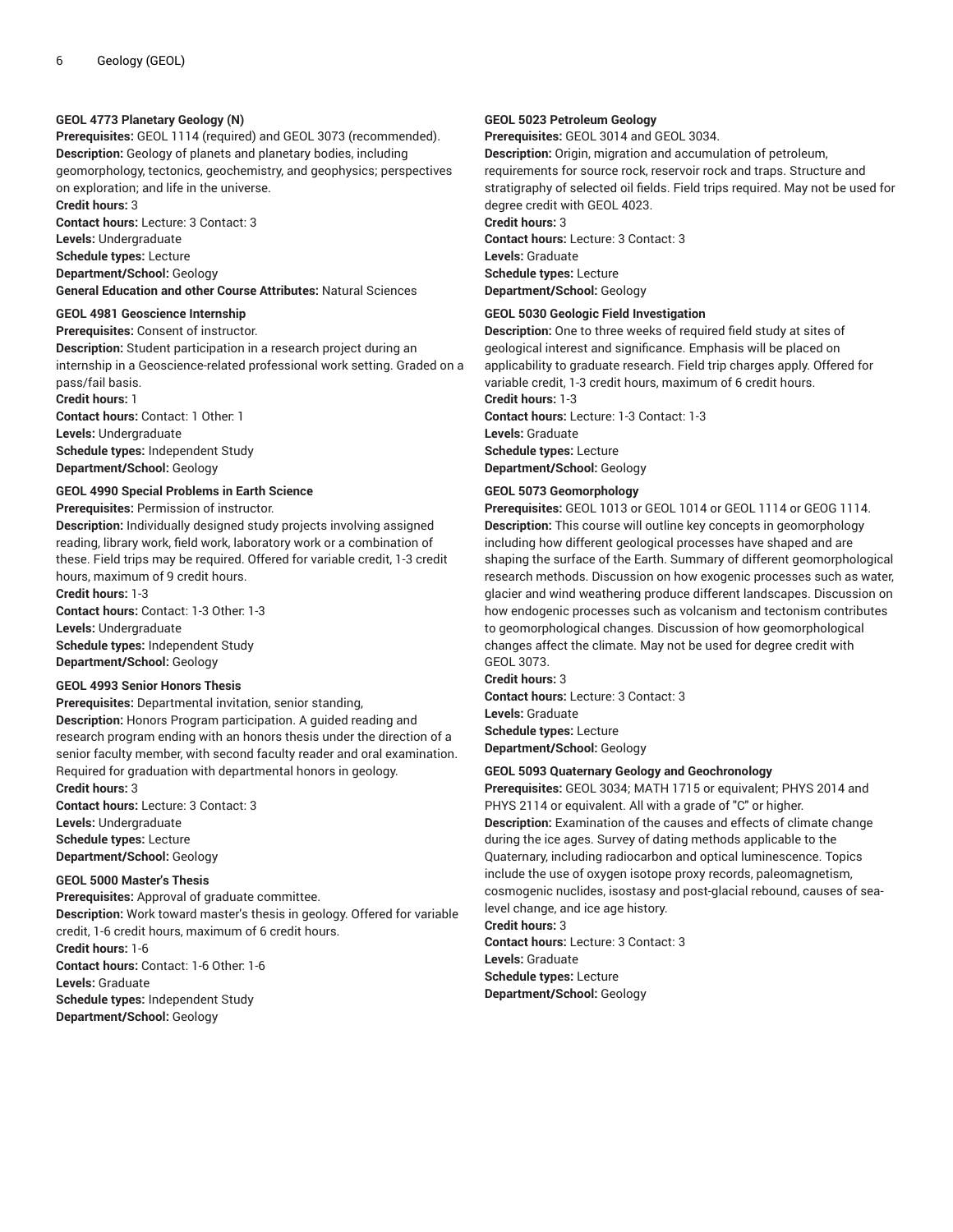#### GEOL 4773 Planetary Geology (N)

**Prerequisites:** GEOL 1114 (required) and GEOL 3073 (recommended).
**Description:** Geology of planets and planetary bodies, including geomorphology, tectonics, geochemistry, and geophysics; perspectives on exploration; and life in the universe.
**Credit hours:** 3
**Contact hours:** Lecture: 3 Contact: 3
**Levels:** Undergraduate
**Schedule types:** Lecture
**Department/School:** Geology
**General Education and other Course Attributes:** Natural Sciences

#### GEOL 4981 Geoscience Internship

**Prerequisites:** Consent of instructor.
**Description:** Student participation in a research project during an internship in a Geoscience-related professional work setting. Graded on a pass/fail basis.
**Credit hours:** 1
**Contact hours:** Contact: 1 Other: 1
**Levels:** Undergraduate
**Schedule types:** Independent Study
**Department/School:** Geology

#### GEOL 4990 Special Problems in Earth Science

**Prerequisites:** Permission of instructor.
**Description:** Individually designed study projects involving assigned reading, library work, field work, laboratory work or a combination of these. Field trips may be required. Offered for variable credit, 1-3 credit hours, maximum of 9 credit hours.
**Credit hours:** 1-3
**Contact hours:** Contact: 1-3 Other: 1-3
**Levels:** Undergraduate
**Schedule types:** Independent Study
**Department/School:** Geology

#### GEOL 4993 Senior Honors Thesis

**Prerequisites:** Departmental invitation, senior standing,
**Description:** Honors Program participation. A guided reading and research program ending with an honors thesis under the direction of a senior faculty member, with second faculty reader and oral examination. Required for graduation with departmental honors in geology.
**Credit hours:** 3
**Contact hours:** Lecture: 3 Contact: 3
**Levels:** Undergraduate
**Schedule types:** Lecture
**Department/School:** Geology

#### GEOL 5000 Master's Thesis

**Prerequisites:** Approval of graduate committee.
**Description:** Work toward master's thesis in geology. Offered for variable credit, 1-6 credit hours, maximum of 6 credit hours.
**Credit hours:** 1-6
**Contact hours:** Contact: 1-6 Other: 1-6
**Levels:** Graduate
**Schedule types:** Independent Study
**Department/School:** Geology

#### GEOL 5023 Petroleum Geology

**Prerequisites:** GEOL 3014 and GEOL 3034.
**Description:** Origin, migration and accumulation of petroleum, requirements for source rock, reservoir rock and traps. Structure and stratigraphy of selected oil fields. Field trips required. May not be used for degree credit with GEOL 4023.
**Credit hours:** 3
**Contact hours:** Lecture: 3 Contact: 3
**Levels:** Graduate
**Schedule types:** Lecture
**Department/School:** Geology

#### GEOL 5030 Geologic Field Investigation

**Description:** One to three weeks of required field study at sites of geological interest and significance. Emphasis will be placed on applicability to graduate research. Field trip charges apply. Offered for variable credit, 1-3 credit hours, maximum of 6 credit hours.
**Credit hours:** 1-3
**Contact hours:** Lecture: 1-3 Contact: 1-3
**Levels:** Graduate
**Schedule types:** Lecture
**Department/School:** Geology

#### GEOL 5073 Geomorphology

**Prerequisites:** GEOL 1013 or GEOL 1014 or GEOL 1114 or GEOG 1114.
**Description:** This course will outline key concepts in geomorphology including how different geological processes have shaped and are shaping the surface of the Earth. Summary of different geomorphological research methods. Discussion on how exogenic processes such as water, glacier and wind weathering produce different landscapes. Discussion on how endogenic processes such as volcanism and tectonism contributes to geomorphological changes. Discussion of how geomorphological changes affect the climate. May not be used for degree credit with GEOL 3073.
**Credit hours:** 3
**Contact hours:** Lecture: 3 Contact: 3
**Levels:** Graduate
**Schedule types:** Lecture
**Department/School:** Geology

#### GEOL 5093 Quaternary Geology and Geochronology

**Prerequisites:** GEOL 3034; MATH 1715 or equivalent; PHYS 2014 and PHYS 2114 or equivalent. All with a grade of "C" or higher.
**Description:** Examination of the causes and effects of climate change during the ice ages. Survey of dating methods applicable to the Quaternary, including radiocarbon and optical luminescence. Topics include the use of oxygen isotope proxy records, paleomagnetism, cosmogenic nuclides, isostasy and post-glacial rebound, causes of sea-level change, and ice age history.
**Credit hours:** 3
**Contact hours:** Lecture: 3 Contact: 3
**Levels:** Graduate
**Schedule types:** Lecture
**Department/School:** Geology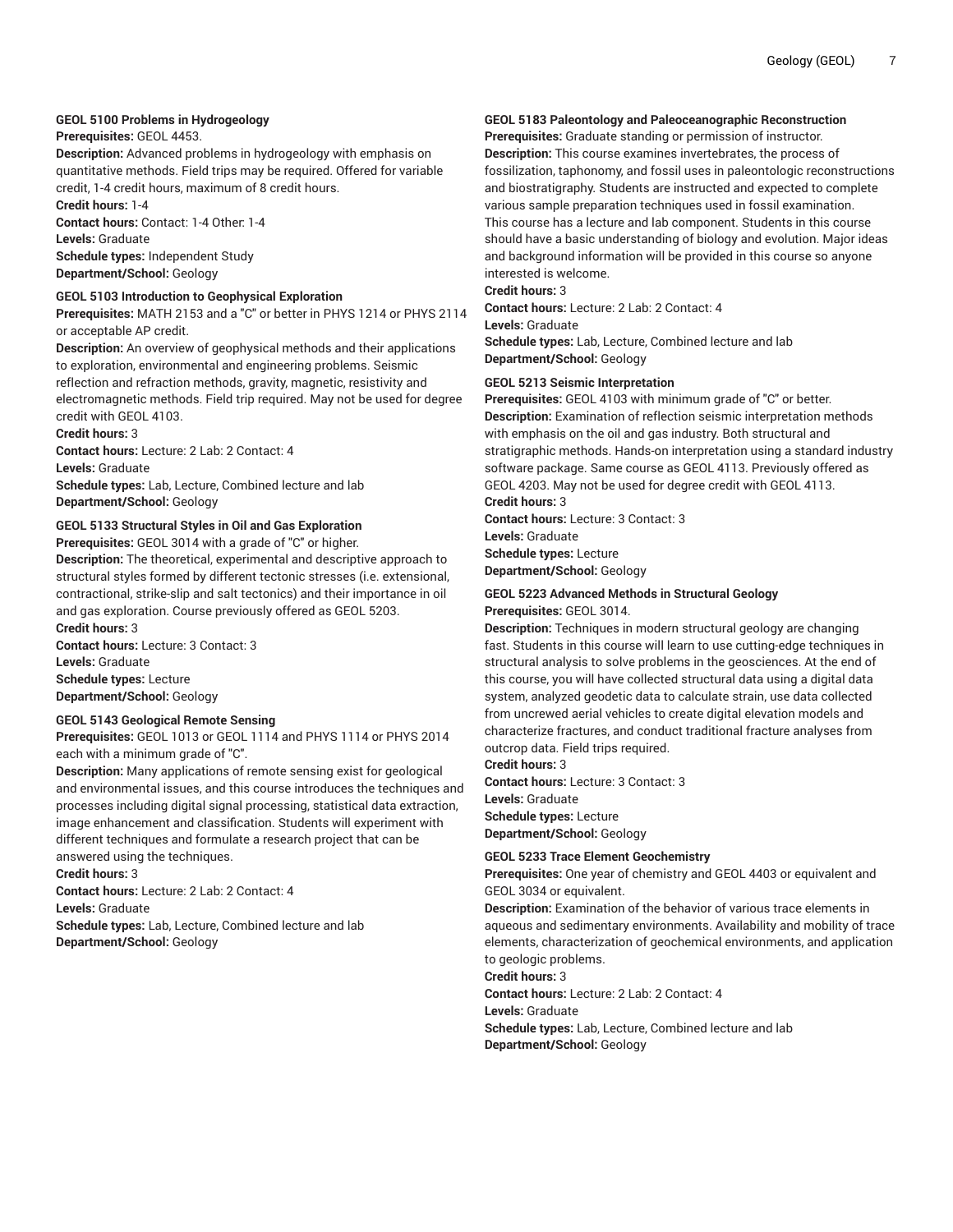**GEOL 5100 Problems in Hydrogeology**
**Prerequisites:** GEOL 4453.
**Description:** Advanced problems in hydrogeology with emphasis on quantitative methods. Field trips may be required. Offered for variable credit, 1-4 credit hours, maximum of 8 credit hours.
**Credit hours:** 1-4
**Contact hours:** Contact: 1-4 Other: 1-4
**Levels:** Graduate
**Schedule types:** Independent Study
**Department/School:** Geology

**GEOL 5103 Introduction to Geophysical Exploration**
**Prerequisites:** MATH 2153 and a "C" or better in PHYS 1214 or PHYS 2114 or acceptable AP credit.
**Description:** An overview of geophysical methods and their applications to exploration, environmental and engineering problems. Seismic reflection and refraction methods, gravity, magnetic, resistivity and electromagnetic methods. Field trip required. May not be used for degree credit with GEOL 4103.
**Credit hours:** 3
**Contact hours:** Lecture: 2 Lab: 2 Contact: 4
**Levels:** Graduate
**Schedule types:** Lab, Lecture, Combined lecture and lab
**Department/School:** Geology

**GEOL 5133 Structural Styles in Oil and Gas Exploration**
**Prerequisites:** GEOL 3014 with a grade of "C" or higher.
**Description:** The theoretical, experimental and descriptive approach to structural styles formed by different tectonic stresses (i.e. extensional, contractional, strike-slip and salt tectonics) and their importance in oil and gas exploration. Course previously offered as GEOL 5203.
**Credit hours:** 3
**Contact hours:** Lecture: 3 Contact: 3
**Levels:** Graduate
**Schedule types:** Lecture
**Department/School:** Geology

**GEOL 5143 Geological Remote Sensing**
**Prerequisites:** GEOL 1013 or GEOL 1114 and PHYS 1114 or PHYS 2014 each with a minimum grade of "C".
**Description:** Many applications of remote sensing exist for geological and environmental issues, and this course introduces the techniques and processes including digital signal processing, statistical data extraction, image enhancement and classification. Students will experiment with different techniques and formulate a research project that can be answered using the techniques.
**Credit hours:** 3
**Contact hours:** Lecture: 2 Lab: 2 Contact: 4
**Levels:** Graduate
**Schedule types:** Lab, Lecture, Combined lecture and lab
**Department/School:** Geology

**GEOL 5183 Paleontology and Paleoceanographic Reconstruction**
**Prerequisites:** Graduate standing or permission of instructor.
**Description:** This course examines invertebrates, the process of fossilization, taphonomy, and fossil uses in paleontologic reconstructions and biostratigraphy. Students are instructed and expected to complete various sample preparation techniques used in fossil examination. This course has a lecture and lab component. Students in this course should have a basic understanding of biology and evolution. Major ideas and background information will be provided in this course so anyone interested is welcome.
**Credit hours:** 3
**Contact hours:** Lecture: 2 Lab: 2 Contact: 4
**Levels:** Graduate
**Schedule types:** Lab, Lecture, Combined lecture and lab
**Department/School:** Geology

**GEOL 5213 Seismic Interpretation**
**Prerequisites:** GEOL 4103 with minimum grade of "C" or better.
**Description:** Examination of reflection seismic interpretation methods with emphasis on the oil and gas industry. Both structural and stratigraphic methods. Hands-on interpretation using a standard industry software package. Same course as GEOL 4113. Previously offered as GEOL 4203. May not be used for degree credit with GEOL 4113.
**Credit hours:** 3
**Contact hours:** Lecture: 3 Contact: 3
**Levels:** Graduate
**Schedule types:** Lecture
**Department/School:** Geology

**GEOL 5223 Advanced Methods in Structural Geology**
**Prerequisites:** GEOL 3014.
**Description:** Techniques in modern structural geology are changing fast. Students in this course will learn to use cutting-edge techniques in structural analysis to solve problems in the geosciences. At the end of this course, you will have collected structural data using a digital data system, analyzed geodetic data to calculate strain, use data collected from uncrewed aerial vehicles to create digital elevation models and characterize fractures, and conduct traditional fracture analyses from outcrop data. Field trips required.
**Credit hours:** 3
**Contact hours:** Lecture: 3 Contact: 3
**Levels:** Graduate
**Schedule types:** Lecture
**Department/School:** Geology

**GEOL 5233 Trace Element Geochemistry**
**Prerequisites:** One year of chemistry and GEOL 4403 or equivalent and GEOL 3034 or equivalent.
**Description:** Examination of the behavior of various trace elements in aqueous and sedimentary environments. Availability and mobility of trace elements, characterization of geochemical environments, and application to geologic problems.
**Credit hours:** 3
**Contact hours:** Lecture: 2 Lab: 2 Contact: 4
**Levels:** Graduate
**Schedule types:** Lab, Lecture, Combined lecture and lab
**Department/School:** Geology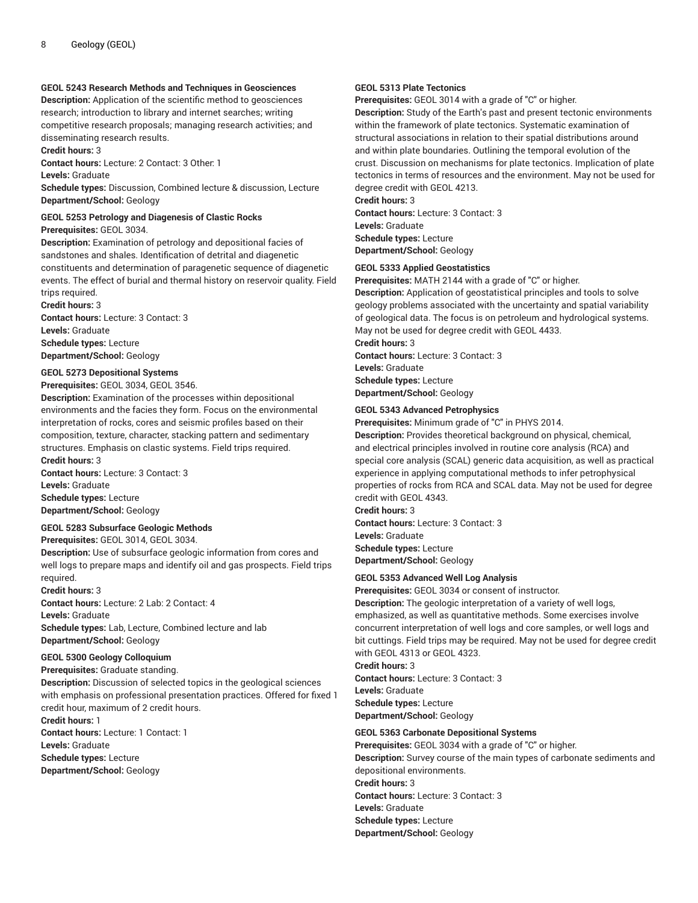#### GEOL 5243 Research Methods and Techniques in Geosciences

**Description:** Application of the scientific method to geosciences research; introduction to library and internet searches; writing competitive research proposals; managing research activities; and disseminating research results.
**Credit hours:** 3
**Contact hours:** Lecture: 2 Contact: 3 Other: 1
**Levels:** Graduate
**Schedule types:** Discussion, Combined lecture & discussion, Lecture
**Department/School:** Geology

#### GEOL 5253 Petrology and Diagenesis of Clastic Rocks

**Prerequisites:** GEOL 3034.
**Description:** Examination of petrology and depositional facies of sandstones and shales. Identification of detrital and diagenetic constituents and determination of paragenetic sequence of diagenetic events. The effect of burial and thermal history on reservoir quality. Field trips required.
**Credit hours:** 3
**Contact hours:** Lecture: 3 Contact: 3
**Levels:** Graduate
**Schedule types:** Lecture
**Department/School:** Geology

#### GEOL 5273 Depositional Systems

**Prerequisites:** GEOL 3034, GEOL 3546.
**Description:** Examination of the processes within depositional environments and the facies they form. Focus on the environmental interpretation of rocks, cores and seismic profiles based on their composition, texture, character, stacking pattern and sedimentary structures. Emphasis on clastic systems. Field trips required.
**Credit hours:** 3
**Contact hours:** Lecture: 3 Contact: 3
**Levels:** Graduate
**Schedule types:** Lecture
**Department/School:** Geology

#### GEOL 5283 Subsurface Geologic Methods

**Prerequisites:** GEOL 3014, GEOL 3034.
**Description:** Use of subsurface geologic information from cores and well logs to prepare maps and identify oil and gas prospects. Field trips required.
**Credit hours:** 3
**Contact hours:** Lecture: 2 Lab: 2 Contact: 4
**Levels:** Graduate
**Schedule types:** Lab, Lecture, Combined lecture and lab
**Department/School:** Geology

#### GEOL 5300 Geology Colloquium

**Prerequisites:** Graduate standing.
**Description:** Discussion of selected topics in the geological sciences with emphasis on professional presentation practices. Offered for fixed 1 credit hour, maximum of 2 credit hours.
**Credit hours:** 1
**Contact hours:** Lecture: 1 Contact: 1
**Levels:** Graduate
**Schedule types:** Lecture
**Department/School:** Geology

#### GEOL 5313 Plate Tectonics

**Prerequisites:** GEOL 3014 with a grade of "C" or higher.
**Description:** Study of the Earth's past and present tectonic environments within the framework of plate tectonics. Systematic examination of structural associations in relation to their spatial distributions around and within plate boundaries. Outlining the temporal evolution of the crust. Discussion on mechanisms for plate tectonics. Implication of plate tectonics in terms of resources and the environment. May not be used for degree credit with GEOL 4213.
**Credit hours:** 3
**Contact hours:** Lecture: 3 Contact: 3
**Levels:** Graduate
**Schedule types:** Lecture
**Department/School:** Geology

#### GEOL 5333 Applied Geostatistics

**Prerequisites:** MATH 2144 with a grade of "C" or higher.
**Description:** Application of geostatistical principles and tools to solve geology problems associated with the uncertainty and spatial variability of geological data. The focus is on petroleum and hydrological systems. May not be used for degree credit with GEOL 4433.
**Credit hours:** 3
**Contact hours:** Lecture: 3 Contact: 3
**Levels:** Graduate
**Schedule types:** Lecture
**Department/School:** Geology

#### GEOL 5343 Advanced Petrophysics

**Prerequisites:** Minimum grade of "C" in PHYS 2014.
**Description:** Provides theoretical background on physical, chemical, and electrical principles involved in routine core analysis (RCA) and special core analysis (SCAL) generic data acquisition, as well as practical experience in applying computational methods to infer petrophysical properties of rocks from RCA and SCAL data. May not be used for degree credit with GEOL 4343.
**Credit hours:** 3
**Contact hours:** Lecture: 3 Contact: 3
**Levels:** Graduate
**Schedule types:** Lecture
**Department/School:** Geology

#### GEOL 5353 Advanced Well Log Analysis

**Prerequisites:** GEOL 3034 or consent of instructor.
**Description:** The geologic interpretation of a variety of well logs, emphasized, as well as quantitative methods. Some exercises involve concurrent interpretation of well logs and core samples, or well logs and bit cuttings. Field trips may be required. May not be used for degree credit with GEOL 4313 or GEOL 4323.
**Credit hours:** 3
**Contact hours:** Lecture: 3 Contact: 3
**Levels:** Graduate
**Schedule types:** Lecture
**Department/School:** Geology

#### GEOL 5363 Carbonate Depositional Systems

**Prerequisites:** GEOL 3034 with a grade of "C" or higher.
**Description:** Survey course of the main types of carbonate sediments and depositional environments.
**Credit hours:** 3
**Contact hours:** Lecture: 3 Contact: 3
**Levels:** Graduate
**Schedule types:** Lecture
**Department/School:** Geology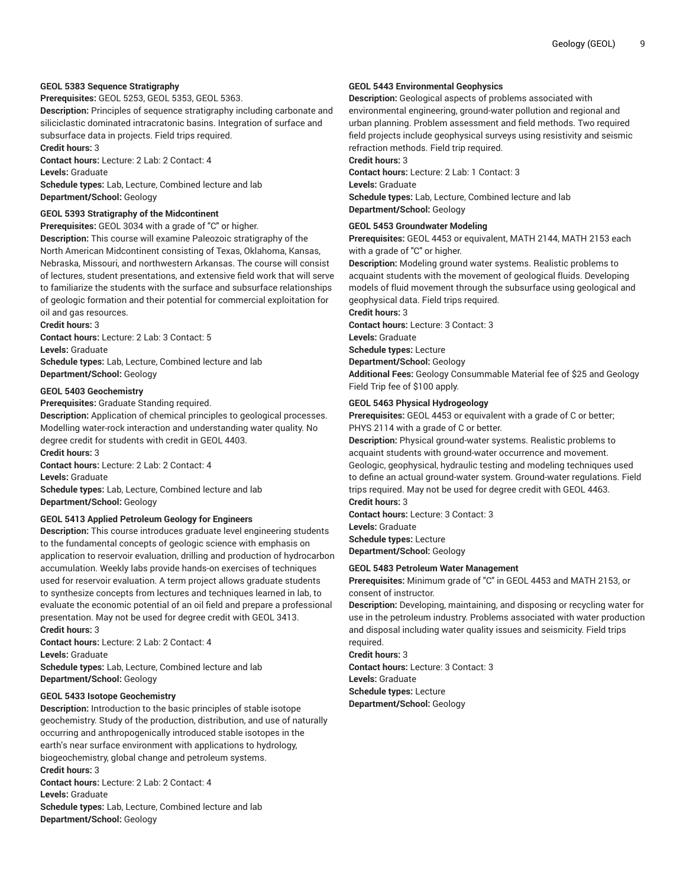**GEOL 5383 Sequence Stratigraphy**

**Prerequisites:** GEOL 5253, GEOL 5353, GEOL 5363.

**Description:** Principles of sequence stratigraphy including carbonate and siliciclastic dominated intracratonic basins. Integration of surface and subsurface data in projects. Field trips required.

**Credit hours:** 3

**Contact hours:** Lecture: 2 Lab: 2 Contact: 4

**Levels:** Graduate

**Schedule types:** Lab, Lecture, Combined lecture and lab

**Department/School:** Geology

**GEOL 5393 Stratigraphy of the Midcontinent**

**Prerequisites:** GEOL 3034 with a grade of "C" or higher.

**Description:** This course will examine Paleozoic stratigraphy of the North American Midcontinent consisting of Texas, Oklahoma, Kansas, Nebraska, Missouri, and northwestern Arkansas. The course will consist of lectures, student presentations, and extensive field work that will serve to familiarize the students with the surface and subsurface relationships of geologic formation and their potential for commercial exploitation for oil and gas resources.

**Credit hours:** 3

**Contact hours:** Lecture: 2 Lab: 3 Contact: 5

**Levels:** Graduate

**Schedule types:** Lab, Lecture, Combined lecture and lab

**Department/School:** Geology

**GEOL 5403 Geochemistry**

**Prerequisites:** Graduate Standing required.

**Description:** Application of chemical principles to geological processes. Modelling water-rock interaction and understanding water quality. No degree credit for students with credit in GEOL 4403.

**Credit hours:** 3

**Contact hours:** Lecture: 2 Lab: 2 Contact: 4

**Levels:** Graduate

**Schedule types:** Lab, Lecture, Combined lecture and lab

**Department/School:** Geology

**GEOL 5413 Applied Petroleum Geology for Engineers**

**Description:** This course introduces graduate level engineering students to the fundamental concepts of geologic science with emphasis on application to reservoir evaluation, drilling and production of hydrocarbon accumulation. Weekly labs provide hands-on exercises of techniques used for reservoir evaluation. A term project allows graduate students to synthesize concepts from lectures and techniques learned in lab, to evaluate the economic potential of an oil field and prepare a professional presentation. May not be used for degree credit with GEOL 3413.

**Credit hours:** 3

**Contact hours:** Lecture: 2 Lab: 2 Contact: 4

**Levels:** Graduate

**Schedule types:** Lab, Lecture, Combined lecture and lab

**Department/School:** Geology

**GEOL 5433 Isotope Geochemistry**

**Description:** Introduction to the basic principles of stable isotope geochemistry. Study of the production, distribution, and use of naturally occurring and anthropogenically introduced stable isotopes in the earth's near surface environment with applications to hydrology, biogeochemistry, global change and petroleum systems.

**Credit hours:** 3

**Contact hours:** Lecture: 2 Lab: 2 Contact: 4

**Levels:** Graduate

**Schedule types:** Lab, Lecture, Combined lecture and lab

**Department/School:** Geology

**GEOL 5443 Environmental Geophysics**

**Description:** Geological aspects of problems associated with environmental engineering, ground-water pollution and regional and urban planning. Problem assessment and field methods. Two required field projects include geophysical surveys using resistivity and seismic refraction methods. Field trip required.

**Credit hours:** 3

**Contact hours:** Lecture: 2 Lab: 1 Contact: 3

**Levels:** Graduate

**Schedule types:** Lab, Lecture, Combined lecture and lab

**Department/School:** Geology

**GEOL 5453 Groundwater Modeling**

**Prerequisites:** GEOL 4453 or equivalent, MATH 2144, MATH 2153 each with a grade of "C" or higher.

**Description:** Modeling ground water systems. Realistic problems to acquaint students with the movement of geological fluids. Developing models of fluid movement through the subsurface using geological and geophysical data. Field trips required.

**Credit hours:** 3

**Contact hours:** Lecture: 3 Contact: 3

**Levels:** Graduate

**Schedule types:** Lecture

**Department/School:** Geology

**Additional Fees:** Geology Consummable Material fee of $25 and Geology Field Trip fee of $100 apply.

**GEOL 5463 Physical Hydrogeology**

**Prerequisites:** GEOL 4453 or equivalent with a grade of C or better; PHYS 2114 with a grade of C or better.

**Description:** Physical ground-water systems. Realistic problems to acquaint students with ground-water occurrence and movement. Geologic, geophysical, hydraulic testing and modeling techniques used to define an actual ground-water system. Ground-water regulations. Field trips required. May not be used for degree credit with GEOL 4463.

**Credit hours:** 3

**Contact hours:** Lecture: 3 Contact: 3

**Levels:** Graduate

**Schedule types:** Lecture

**Department/School:** Geology

**GEOL 5483 Petroleum Water Management**

**Prerequisites:** Minimum grade of "C" in GEOL 4453 and MATH 2153, or consent of instructor.

**Description:** Developing, maintaining, and disposing or recycling water for use in the petroleum industry. Problems associated with water production and disposal including water quality issues and seismicity. Field trips required.

**Credit hours:** 3

**Contact hours:** Lecture: 3 Contact: 3

**Levels:** Graduate

**Schedule types:** Lecture

**Department/School:** Geology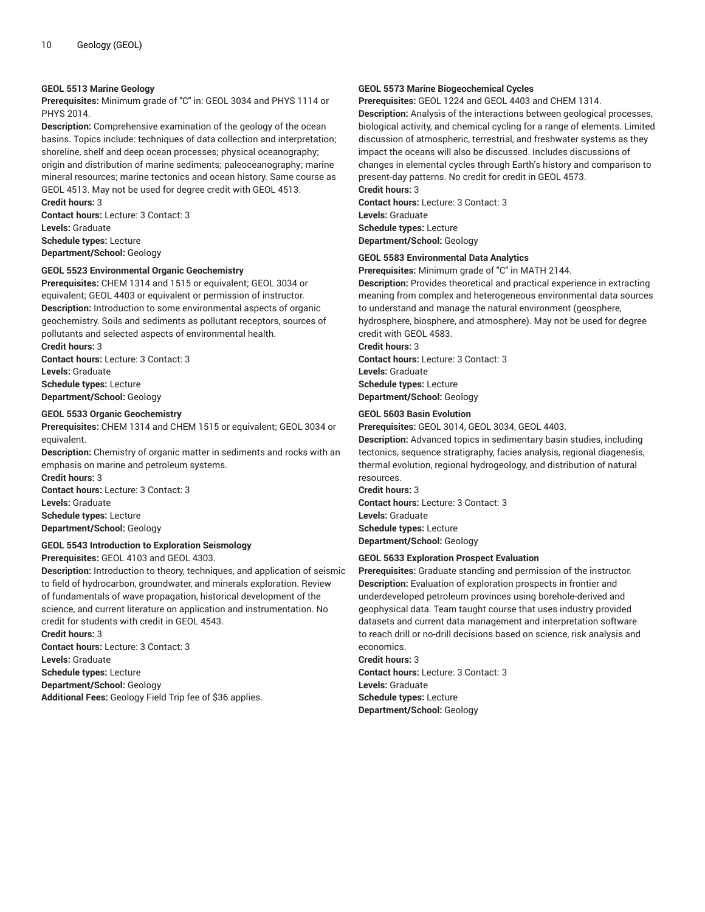**GEOL 5513 Marine Geology**

**Prerequisites:** Minimum grade of "C" in: GEOL 3034 and PHYS 1114 or PHYS 2014.

**Description:** Comprehensive examination of the geology of the ocean basins. Topics include: techniques of data collection and interpretation; shoreline, shelf and deep ocean processes; physical oceanography; origin and distribution of marine sediments; paleoceanography; marine mineral resources; marine tectonics and ocean history. Same course as GEOL 4513. May not be used for degree credit with GEOL 4513.

**Credit hours:** 3

**Contact hours:** Lecture: 3 Contact: 3

**Levels:** Graduate

**Schedule types:** Lecture

**Department/School:** Geology

**GEOL 5523 Environmental Organic Geochemistry**

**Prerequisites:** CHEM 1314 and 1515 or equivalent; GEOL 3034 or equivalent; GEOL 4403 or equivalent or permission of instructor.

**Description:** Introduction to some environmental aspects of organic geochemistry. Soils and sediments as pollutant receptors, sources of pollutants and selected aspects of environmental health.

**Credit hours:** 3

**Contact hours:** Lecture: 3 Contact: 3

**Levels:** Graduate

**Schedule types:** Lecture

**Department/School:** Geology

**GEOL 5533 Organic Geochemistry**

**Prerequisites:** CHEM 1314 and CHEM 1515 or equivalent; GEOL 3034 or equivalent.

**Description:** Chemistry of organic matter in sediments and rocks with an emphasis on marine and petroleum systems.

**Credit hours:** 3

**Contact hours:** Lecture: 3 Contact: 3

**Levels:** Graduate

**Schedule types:** Lecture

**Department/School:** Geology

**GEOL 5543 Introduction to Exploration Seismology**

**Prerequisites:** GEOL 4103 and GEOL 4303.

**Description:** Introduction to theory, techniques, and application of seismic to field of hydrocarbon, groundwater, and minerals exploration. Review of fundamentals of wave propagation, historical development of the science, and current literature on application and instrumentation. No credit for students with credit in GEOL 4543.

**Credit hours:** 3

**Contact hours:** Lecture: 3 Contact: 3

**Levels:** Graduate

**Schedule types:** Lecture

**Department/School:** Geology

**Additional Fees:** Geology Field Trip fee of $36 applies.

**GEOL 5573 Marine Biogeochemical Cycles**

**Prerequisites:** GEOL 1224 and GEOL 4403 and CHEM 1314.

**Description:** Analysis of the interactions between geological processes, biological activity, and chemical cycling for a range of elements. Limited discussion of atmospheric, terrestrial, and freshwater systems as they impact the oceans will also be discussed. Includes discussions of changes in elemental cycles through Earth's history and comparison to present-day patterns. No credit for credit in GEOL 4573.

**Credit hours:** 3

**Contact hours:** Lecture: 3 Contact: 3

**Levels:** Graduate

**Schedule types:** Lecture

**Department/School:** Geology

**GEOL 5583 Environmental Data Analytics**

**Prerequisites:** Minimum grade of "C" in MATH 2144.

**Description:** Provides theoretical and practical experience in extracting meaning from complex and heterogeneous environmental data sources to understand and manage the natural environment (geosphere, hydrosphere, biosphere, and atmosphere). May not be used for degree credit with GEOL 4583.

**Credit hours:** 3

**Contact hours:** Lecture: 3 Contact: 3

**Levels:** Graduate

**Schedule types:** Lecture

**Department/School:** Geology

**GEOL 5603 Basin Evolution**

**Prerequisites:** GEOL 3014, GEOL 3034, GEOL 4403.

**Description:** Advanced topics in sedimentary basin studies, including tectonics, sequence stratigraphy, facies analysis, regional diagenesis, thermal evolution, regional hydrogeology, and distribution of natural resources.

**Credit hours:** 3

**Contact hours:** Lecture: 3 Contact: 3

**Levels:** Graduate

**Schedule types:** Lecture

**Department/School:** Geology

**GEOL 5633 Exploration Prospect Evaluation**

**Prerequisites:** Graduate standing and permission of the instructor.

**Description:** Evaluation of exploration prospects in frontier and underdeveloped petroleum provinces using borehole-derived and geophysical data. Team taught course that uses industry provided datasets and current data management and interpretation software to reach drill or no-drill decisions based on science, risk analysis and economics.

**Credit hours:** 3

**Contact hours:** Lecture: 3 Contact: 3

**Levels:** Graduate

**Schedule types:** Lecture

**Department/School:** Geology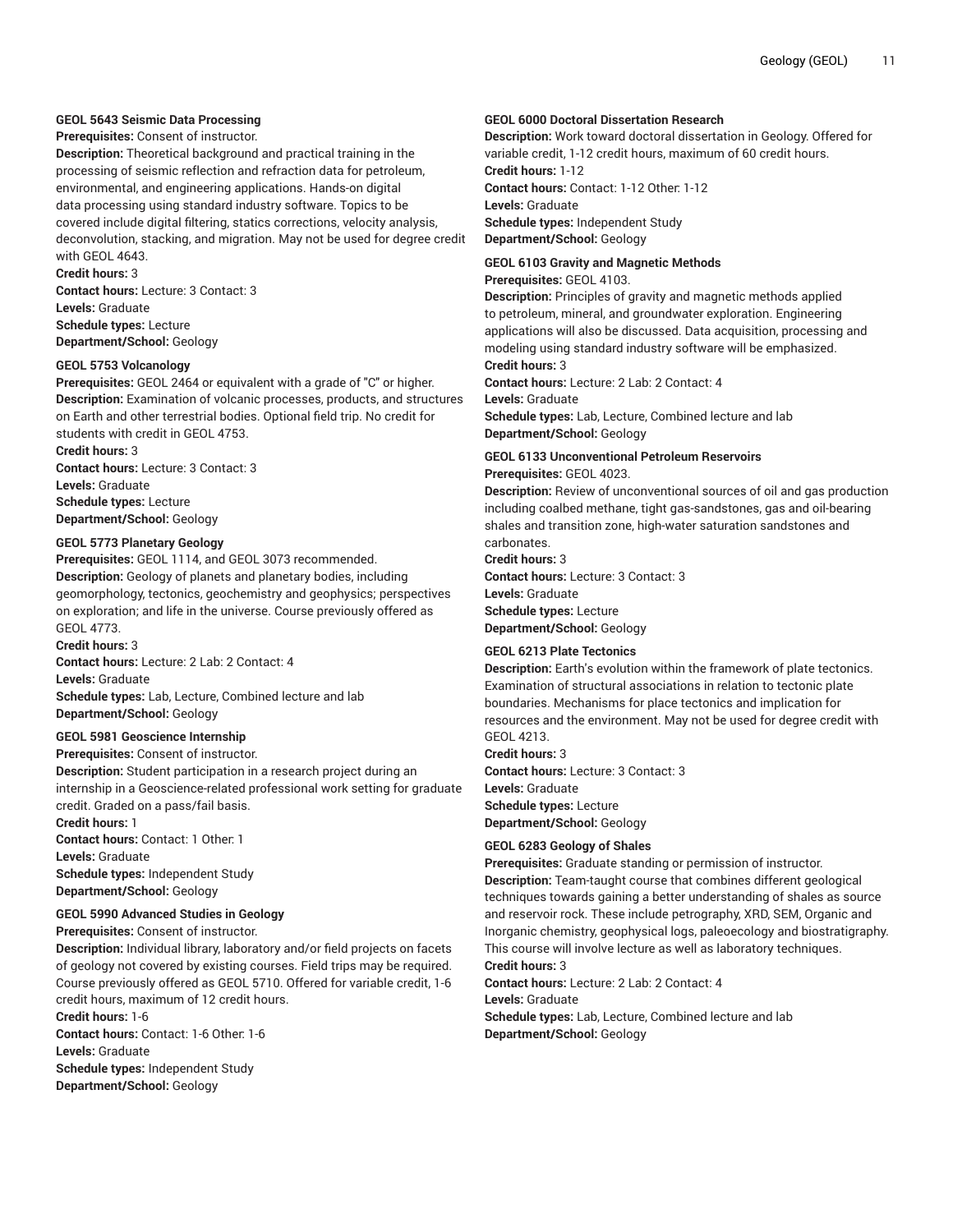#### GEOL 5643 Seismic Data Processing

**Prerequisites:** Consent of instructor.
**Description:** Theoretical background and practical training in the processing of seismic reflection and refraction data for petroleum, environmental, and engineering applications. Hands-on digital data processing using standard industry software. Topics to be covered include digital filtering, statics corrections, velocity analysis, deconvolution, stacking, and migration. May not be used for degree credit with GEOL 4643.
**Credit hours:** 3
**Contact hours:** Lecture: 3 Contact: 3
**Levels:** Graduate
**Schedule types:** Lecture
**Department/School:** Geology

#### GEOL 5753 Volcanology

**Prerequisites:** GEOL 2464 or equivalent with a grade of "C" or higher.
**Description:** Examination of volcanic processes, products, and structures on Earth and other terrestrial bodies. Optional field trip. No credit for students with credit in GEOL 4753.
**Credit hours:** 3
**Contact hours:** Lecture: 3 Contact: 3
**Levels:** Graduate
**Schedule types:** Lecture
**Department/School:** Geology

#### GEOL 5773 Planetary Geology

**Prerequisites:** GEOL 1114, and GEOL 3073 recommended.
**Description:** Geology of planets and planetary bodies, including geomorphology, tectonics, geochemistry and geophysics; perspectives on exploration; and life in the universe. Course previously offered as GEOL 4773.
**Credit hours:** 3
**Contact hours:** Lecture: 2 Lab: 2 Contact: 4
**Levels:** Graduate
**Schedule types:** Lab, Lecture, Combined lecture and lab
**Department/School:** Geology

#### GEOL 5981 Geoscience Internship

**Prerequisites:** Consent of instructor.
**Description:** Student participation in a research project during an internship in a Geoscience-related professional work setting for graduate credit. Graded on a pass/fail basis.
**Credit hours:** 1
**Contact hours:** Contact: 1 Other: 1
**Levels:** Graduate
**Schedule types:** Independent Study
**Department/School:** Geology

#### GEOL 5990 Advanced Studies in Geology

**Prerequisites:** Consent of instructor.
**Description:** Individual library, laboratory and/or field projects on facets of geology not covered by existing courses. Field trips may be required. Course previously offered as GEOL 5710. Offered for variable credit, 1-6 credit hours, maximum of 12 credit hours.
**Credit hours:** 1-6
**Contact hours:** Contact: 1-6 Other: 1-6
**Levels:** Graduate
**Schedule types:** Independent Study
**Department/School:** Geology

#### GEOL 6000 Doctoral Dissertation Research

**Description:** Work toward doctoral dissertation in Geology. Offered for variable credit, 1-12 credit hours, maximum of 60 credit hours.
**Credit hours:** 1-12
**Contact hours:** Contact: 1-12 Other: 1-12
**Levels:** Graduate
**Schedule types:** Independent Study
**Department/School:** Geology

#### GEOL 6103 Gravity and Magnetic Methods

**Prerequisites:** GEOL 4103.
**Description:** Principles of gravity and magnetic methods applied to petroleum, mineral, and groundwater exploration. Engineering applications will also be discussed. Data acquisition, processing and modeling using standard industry software will be emphasized.
**Credit hours:** 3
**Contact hours:** Lecture: 2 Lab: 2 Contact: 4
**Levels:** Graduate
**Schedule types:** Lab, Lecture, Combined lecture and lab
**Department/School:** Geology

#### GEOL 6133 Unconventional Petroleum Reservoirs

**Prerequisites:** GEOL 4023.
**Description:** Review of unconventional sources of oil and gas production including coalbed methane, tight gas-sandstones, gas and oil-bearing shales and transition zone, high-water saturation sandstones and carbonates.
**Credit hours:** 3
**Contact hours:** Lecture: 3 Contact: 3
**Levels:** Graduate
**Schedule types:** Lecture
**Department/School:** Geology

#### GEOL 6213 Plate Tectonics

**Description:** Earth's evolution within the framework of plate tectonics. Examination of structural associations in relation to tectonic plate boundaries. Mechanisms for place tectonics and implication for resources and the environment. May not be used for degree credit with GEOL 4213.
**Credit hours:** 3
**Contact hours:** Lecture: 3 Contact: 3
**Levels:** Graduate
**Schedule types:** Lecture
**Department/School:** Geology

#### GEOL 6283 Geology of Shales

**Prerequisites:** Graduate standing or permission of instructor.
**Description:** Team-taught course that combines different geological techniques towards gaining a better understanding of shales as source and reservoir rock. These include petrography, XRD, SEM, Organic and Inorganic chemistry, geophysical logs, paleoecology and biostratigraphy. This course will involve lecture as well as laboratory techniques.
**Credit hours:** 3
**Contact hours:** Lecture: 2 Lab: 2 Contact: 4
**Levels:** Graduate
**Schedule types:** Lab, Lecture, Combined lecture and lab
**Department/School:** Geology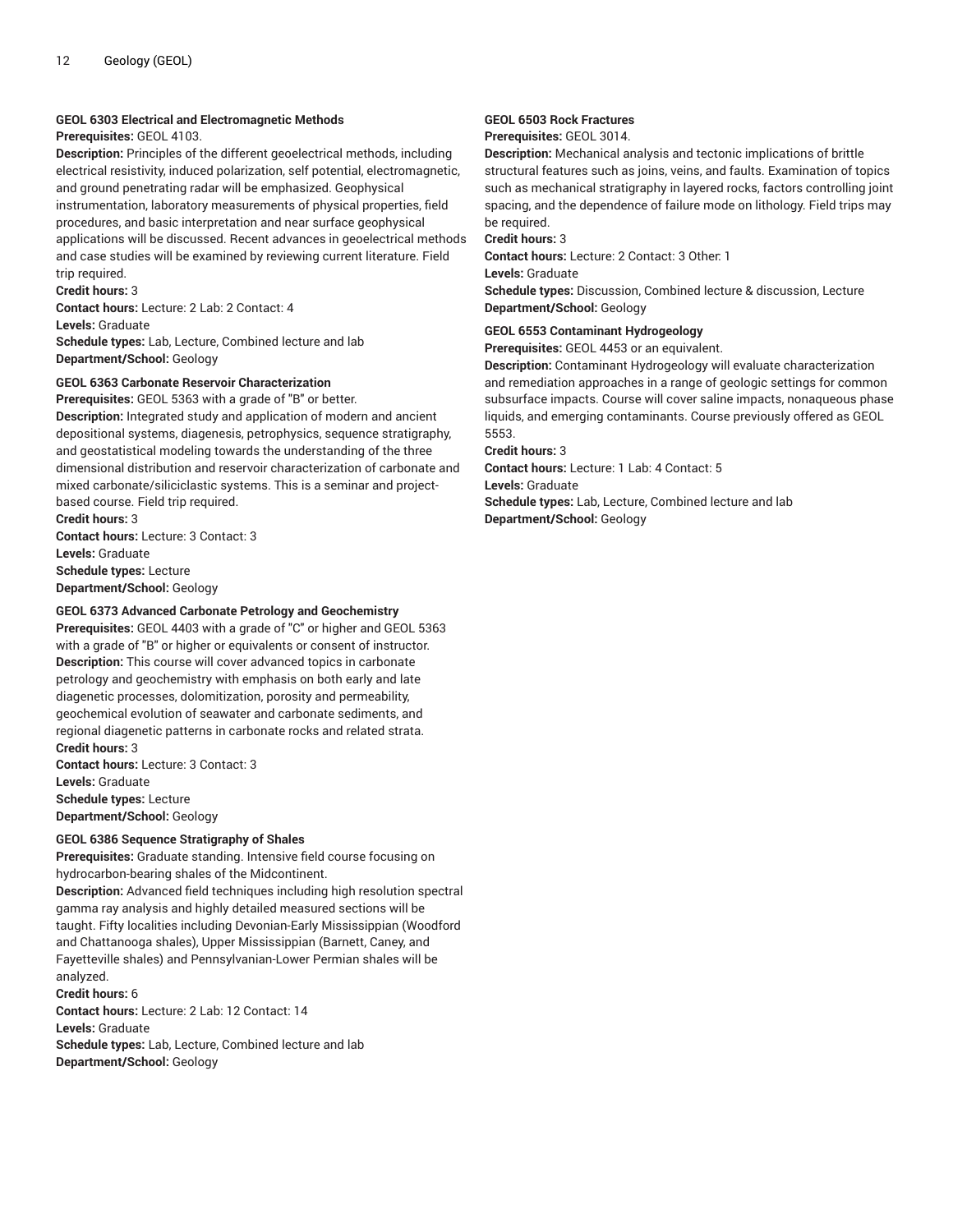**GEOL 6303 Electrical and Electromagnetic Methods**
**Prerequisites:** GEOL 4103.
**Description:** Principles of the different geoelectrical methods, including electrical resistivity, induced polarization, self potential, electromagnetic, and ground penetrating radar will be emphasized. Geophysical instrumentation, laboratory measurements of physical properties, field procedures, and basic interpretation and near surface geophysical applications will be discussed. Recent advances in geoelectrical methods and case studies will be examined by reviewing current literature. Field trip required.
**Credit hours:** 3
**Contact hours:** Lecture: 2 Lab: 2 Contact: 4
**Levels:** Graduate
**Schedule types:** Lab, Lecture, Combined lecture and lab
**Department/School:** Geology

**GEOL 6363 Carbonate Reservoir Characterization**
**Prerequisites:** GEOL 5363 with a grade of "B" or better.
**Description:** Integrated study and application of modern and ancient depositional systems, diagenesis, petrophysics, sequence stratigraphy, and geostatistical modeling towards the understanding of the three dimensional distribution and reservoir characterization of carbonate and mixed carbonate/siliciclastic systems. This is a seminar and project-based course. Field trip required.
**Credit hours:** 3
**Contact hours:** Lecture: 3 Contact: 3
**Levels:** Graduate
**Schedule types:** Lecture
**Department/School:** Geology

**GEOL 6373 Advanced Carbonate Petrology and Geochemistry**
**Prerequisites:** GEOL 4403 with a grade of "C" or higher and GEOL 5363 with a grade of "B" or higher or equivalents or consent of instructor.
**Description:** This course will cover advanced topics in carbonate petrology and geochemistry with emphasis on both early and late diagenetic processes, dolomitization, porosity and permeability, geochemical evolution of seawater and carbonate sediments, and regional diagenetic patterns in carbonate rocks and related strata.
**Credit hours:** 3
**Contact hours:** Lecture: 3 Contact: 3
**Levels:** Graduate
**Schedule types:** Lecture
**Department/School:** Geology

**GEOL 6386 Sequence Stratigraphy of Shales**
**Prerequisites:** Graduate standing. Intensive field course focusing on hydrocarbon-bearing shales of the Midcontinent.
**Description:** Advanced field techniques including high resolution spectral gamma ray analysis and highly detailed measured sections will be taught. Fifty localities including Devonian-Early Mississippian (Woodford and Chattanooga shales), Upper Mississippian (Barnett, Caney, and Fayetteville shales) and Pennsylvanian-Lower Permian shales will be analyzed.
**Credit hours:** 6
**Contact hours:** Lecture: 2 Lab: 12 Contact: 14
**Levels:** Graduate
**Schedule types:** Lab, Lecture, Combined lecture and lab
**Department/School:** Geology

**GEOL 6503 Rock Fractures**
**Prerequisites:** GEOL 3014.
**Description:** Mechanical analysis and tectonic implications of brittle structural features such as joins, veins, and faults. Examination of topics such as mechanical stratigraphy in layered rocks, factors controlling joint spacing, and the dependence of failure mode on lithology. Field trips may be required.
**Credit hours:** 3
**Contact hours:** Lecture: 2 Contact: 3 Other: 1
**Levels:** Graduate
**Schedule types:** Discussion, Combined lecture & discussion, Lecture
**Department/School:** Geology

**GEOL 6553 Contaminant Hydrogeology**
**Prerequisites:** GEOL 4453 or an equivalent.
**Description:** Contaminant Hydrogeology will evaluate characterization and remediation approaches in a range of geologic settings for common subsurface impacts. Course will cover saline impacts, nonaqueous phase liquids, and emerging contaminants. Course previously offered as GEOL 5553.
**Credit hours:** 3
**Contact hours:** Lecture: 1 Lab: 4 Contact: 5
**Levels:** Graduate
**Schedule types:** Lab, Lecture, Combined lecture and lab
**Department/School:** Geology